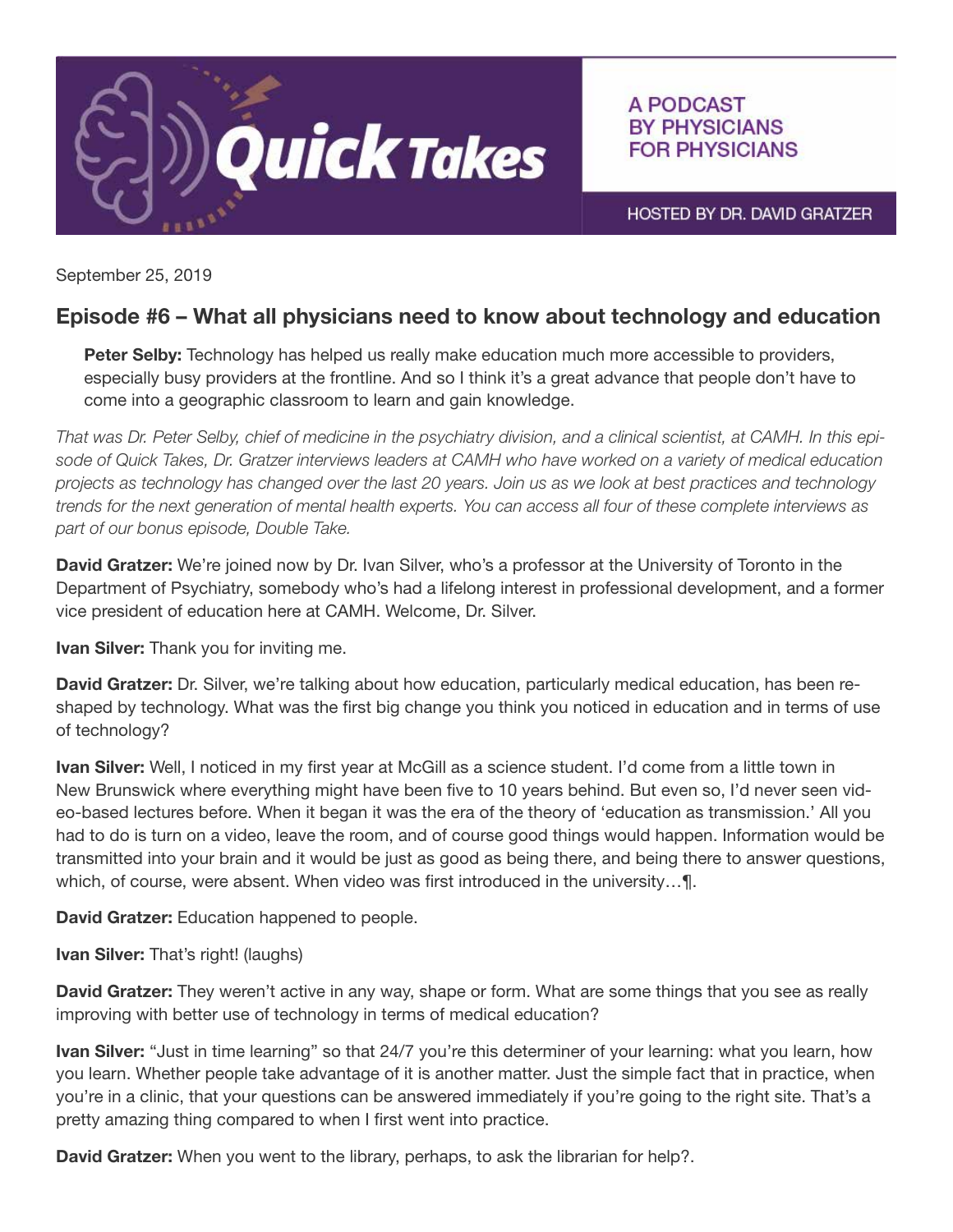Quick Takes

A PODCAST BY PHYSICIANS FOR PHYSICIANS

HOSTED BY DR. DAVID GRATZER

September 25, 2019

## Episode #6 – What all physicians need to know about technology and education

**Peter Selby:** Technology has helped us really make education much more accessible to providers, especially busy providers at the frontline. And so I think it's a great advance that people don't have to come into a geographic classroom to learn and gain knowledge.

*That was Dr. Peter Selby, chief of medicine in the psychiatry division, and a clinical scientist, at CAMH. In this episode of Quick Takes, Dr. Gratzer interviews leaders at CAMH who have worked on a variety of medical education projects as technology has changed over the last 20 years. Join us as we look at best practices and technology trends for the next generation of mental health experts. You can access all four of these complete interviews as part of our bonus episode, Double Take.*

**David Gratzer:** We're joined now by Dr. Ivan Silver, who's a professor at the University of Toronto in the Department of Psychiatry, somebody who's had a lifelong interest in professional development, and a former vice president of education here at CAMH. Welcome, Dr. Silver.

**Ivan Silver:** Thank you for inviting me.

**David Gratzer:** Dr. Silver, we're talking about how education, particularly medical education, has been re-shaped by technology. What was the first big change you think you noticed in education and in terms of use of technology?

**Ivan Silver:** Well, I noticed in my first year at McGill as a science student. I'd come from a little town in New Brunswick where everything might have been five to 10 years behind. But even so, I'd never seen video-based lectures before. When it began it was the era of the theory of 'education as transmission.' All you had to do is turn on a video, leave the room, and of course good things would happen. Information would be transmitted into your brain and it would be just as good as being there, and being there to answer questions, which, of course, were absent. When video was first introduced in the university…¶.

**David Gratzer:** Education happened to people.

**Ivan Silver:** That's right! (laughs)

**David Gratzer:** They weren't active in any way, shape or form. What are some things that you see as really improving with better use of technology in terms of medical education?

**Ivan Silver:** "Just in time learning" so that 24/7 you're this determiner of your learning: what you learn, how you learn. Whether people take advantage of it is another matter. Just the simple fact that in practice, when you're in a clinic, that your questions can be answered immediately if you're going to the right site. That's a pretty amazing thing compared to when I first went into practice.

**David Gratzer:** When you went to the library, perhaps, to ask the librarian for help?.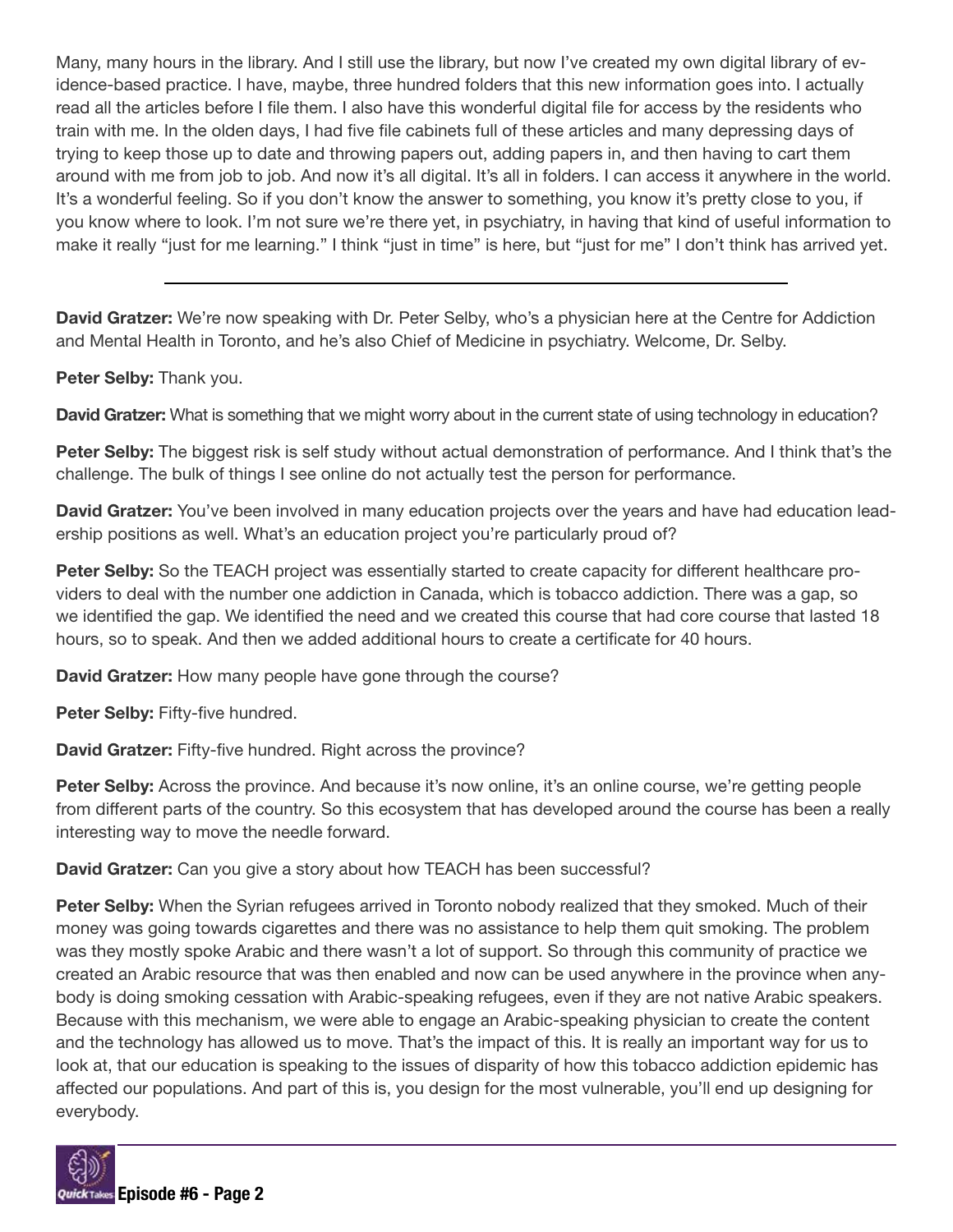Many, many hours in the library. And I still use the library, but now I've created my own digital library of evidence-based practice. I have, maybe, three hundred folders that this new information goes into. I actually read all the articles before I file them. I also have this wonderful digital file for access by the residents who train with me. In the olden days, I had five file cabinets full of these articles and many depressing days of trying to keep those up to date and throwing papers out, adding papers in, and then having to cart them around with me from job to job. And now it's all digital. It's all in folders. I can access it anywhere in the world. It's a wonderful feeling. So if you don't know the answer to something, you know it's pretty close to you, if you know where to look. I'm not sure we're there yet, in psychiatry, in having that kind of useful information to make it really "just for me learning." I think "just in time" is here, but "just for me" I don't think has arrived yet.

---

**David Gratzer:** We're now speaking with Dr. Peter Selby, who's a physician here at the Centre for Addiction and Mental Health in Toronto, and he's also Chief of Medicine in psychiatry. Welcome, Dr. Selby.

**Peter Selby:** Thank you.

**David Gratzer:** What is something that we might worry about in the current state of using technology in education?

**Peter Selby:** The biggest risk is self study without actual demonstration of performance. And I think that's the challenge. The bulk of things I see online do not actually test the person for performance.

**David Gratzer:** You've been involved in many education projects over the years and have had education leadership positions as well. What's an education project you're particularly proud of?

**Peter Selby:** So the TEACH project was essentially started to create capacity for different healthcare providers to deal with the number one addiction in Canada, which is tobacco addiction. There was a gap, so we identified the gap. We identified the need and we created this course that had core course that lasted 18 hours, so to speak. And then we added additional hours to create a certificate for 40 hours.

**David Gratzer:** How many people have gone through the course?

**Peter Selby:** Fifty-five hundred.

**David Gratzer:** Fifty-five hundred. Right across the province?

**Peter Selby:** Across the province. And because it's now online, it's an online course, we're getting people from different parts of the country. So this ecosystem that has developed around the course has been a really interesting way to move the needle forward.

**David Gratzer:** Can you give a story about how TEACH has been successful?

**Peter Selby:** When the Syrian refugees arrived in Toronto nobody realized that they smoked. Much of their money was going towards cigarettes and there was no assistance to help them quit smoking. The problem was they mostly spoke Arabic and there wasn't a lot of support. So through this community of practice we created an Arabic resource that was then enabled and now can be used anywhere in the province when anybody is doing smoking cessation with Arabic-speaking refugees, even if they are not native Arabic speakers. Because with this mechanism, we were able to engage an Arabic-speaking physician to create the content and the technology has allowed us to move. That's the impact of this. It is really an important way for us to look at, that our education is speaking to the issues of disparity of how this tobacco addiction epidemic has affected our populations. And part of this is, you design for the most vulnerable, you'll end up designing for everybody.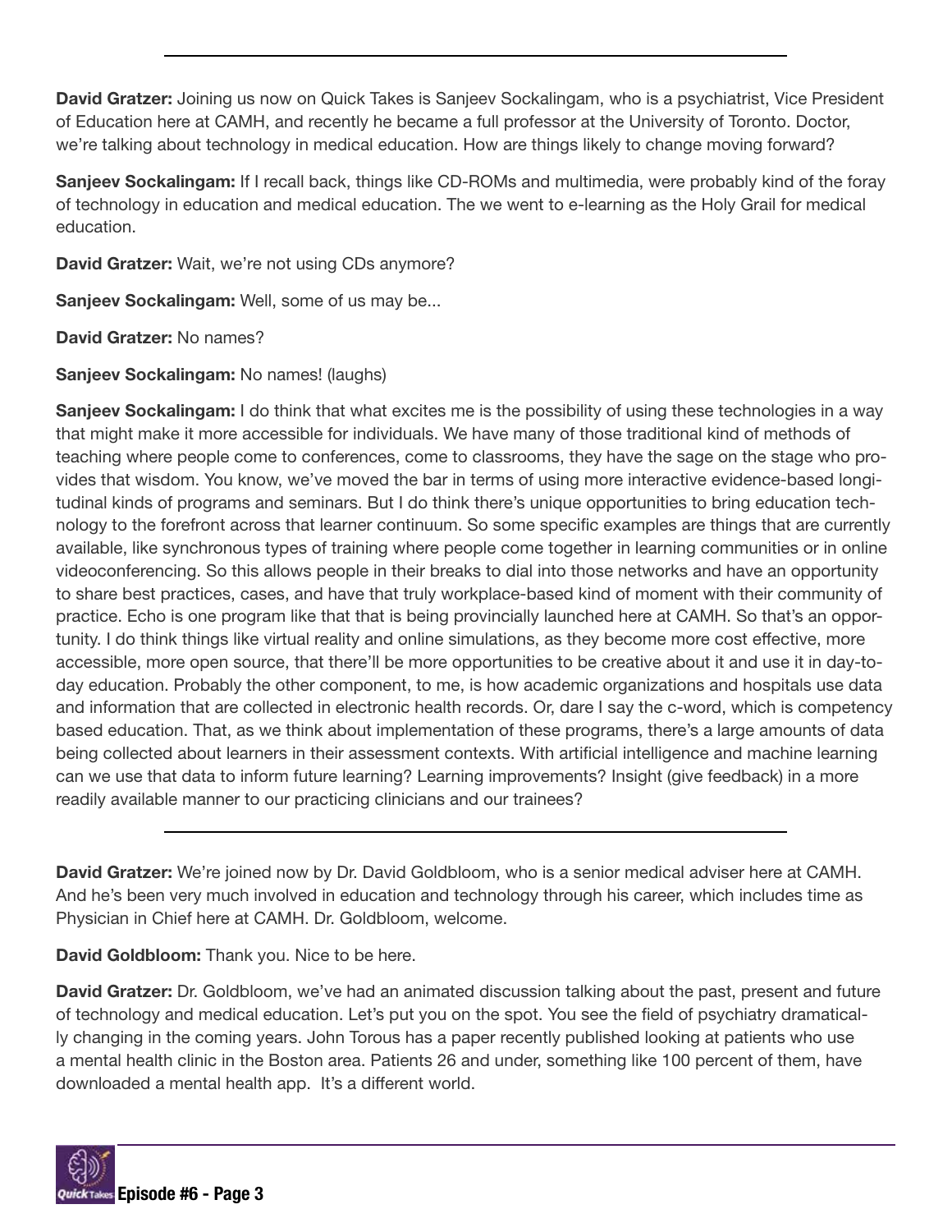---

**David Gratzer:** Joining us now on Quick Takes is Sanjeev Sockalingam, who is a psychiatrist, Vice President of Education here at CAMH, and recently he became a full professor at the University of Toronto. Doctor, we're talking about technology in medical education. How are things likely to change moving forward?

**Sanjeev Sockalingam:** If I recall back, things like CD-ROMs and multimedia, were probably kind of the foray of technology in education and medical education. The we went to e-learning as the Holy Grail for medical education.

**David Gratzer:** Wait, we're not using CDs anymore?

**Sanjeev Sockalingam:** Well, some of us may be...

**David Gratzer:** No names?

**Sanjeev Sockalingam:** No names! (laughs)

**Sanjeev Sockalingam:** I do think that what excites me is the possibility of using these technologies in a way that might make it more accessible for individuals. We have many of those traditional kind of methods of teaching where people come to conferences, come to classrooms, they have the sage on the stage who provides that wisdom. You know, we've moved the bar in terms of using more interactive evidence-based longitudinal kinds of programs and seminars. But I do think there's unique opportunities to bring education technology to the forefront across that learner continuum. So some specific examples are things that are currently available, like synchronous types of training where people come together in learning communities or in online videoconferencing. So this allows people in their breaks to dial into those networks and have an opportunity to share best practices, cases, and have that truly workplace-based kind of moment with their community of practice. Echo is one program like that that is being provincially launched here at CAMH. So that's an opportunity. I do think things like virtual reality and online simulations, as they become more cost effective, more accessible, more open source, that there'll be more opportunities to be creative about it and use it in day-to-day education. Probably the other component, to me, is how academic organizations and hospitals use data and information that are collected in electronic health records. Or, dare I say the c-word, which is competency based education. That, as we think about implementation of these programs, there's a large amounts of data being collected about learners in their assessment contexts. With artificial intelligence and machine learning can we use that data to inform future learning? Learning improvements? Insight (give feedback) in a more readily available manner to our practicing clinicians and our trainees?

---

**David Gratzer:** We're joined now by Dr. David Goldbloom, who is a senior medical adviser here at CAMH. And he's been very much involved in education and technology through his career, which includes time as Physician in Chief here at CAMH. Dr. Goldbloom, welcome.

**David Goldbloom:** Thank you. Nice to be here.

**David Gratzer:** Dr. Goldbloom, we've had an animated discussion talking about the past, present and future of technology and medical education. Let's put you on the spot. You see the field of psychiatry dramatically changing in the coming years. John Torous has a paper recently published looking at patients who use a mental health clinic in the Boston area. Patients 26 and under, something like 100 percent of them, have downloaded a mental health app. It's a different world.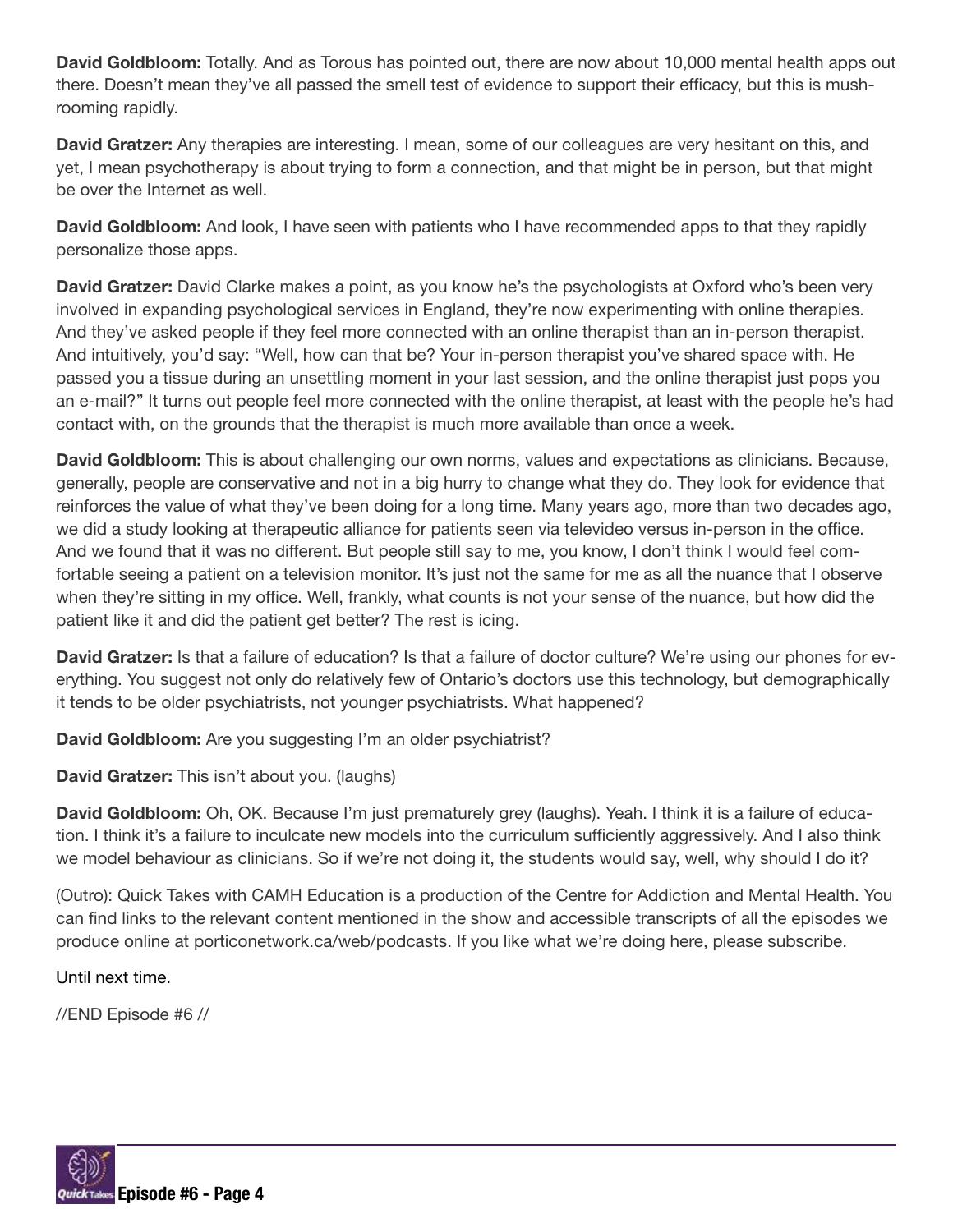**David Goldbloom:** Totally. And as Torous has pointed out, there are now about 10,000 mental health apps out there. Doesn't mean they've all passed the smell test of evidence to support their efficacy, but this is mushrooming rapidly.

**David Gratzer:** Any therapies are interesting. I mean, some of our colleagues are very hesitant on this, and yet, I mean psychotherapy is about trying to form a connection, and that might be in person, but that might be over the Internet as well.

**David Goldbloom:** And look, I have seen with patients who I have recommended apps to that they rapidly personalize those apps.

**David Gratzer:** David Clarke makes a point, as you know he's the psychologists at Oxford who's been very involved in expanding psychological services in England, they're now experimenting with online therapies. And they've asked people if they feel more connected with an online therapist than an in-person therapist. And intuitively, you'd say: "Well, how can that be? Your in-person therapist you've shared space with. He passed you a tissue during an unsettling moment in your last session, and the online therapist just pops you an e-mail?" It turns out people feel more connected with the online therapist, at least with the people he's had contact with, on the grounds that the therapist is much more available than once a week.

**David Goldbloom:** This is about challenging our own norms, values and expectations as clinicians. Because, generally, people are conservative and not in a big hurry to change what they do. They look for evidence that reinforces the value of what they've been doing for a long time. Many years ago, more than two decades ago, we did a study looking at therapeutic alliance for patients seen via televideo versus in-person in the office. And we found that it was no different. But people still say to me, you know, I don't think I would feel comfortable seeing a patient on a television monitor. It's just not the same for me as all the nuance that I observe when they're sitting in my office. Well, frankly, what counts is not your sense of the nuance, but how did the patient like it and did the patient get better? The rest is icing.

**David Gratzer:** Is that a failure of education? Is that a failure of doctor culture? We're using our phones for everything. You suggest not only do relatively few of Ontario's doctors use this technology, but demographically it tends to be older psychiatrists, not younger psychiatrists. What happened?

**David Goldbloom:** Are you suggesting I'm an older psychiatrist?

**David Gratzer:** This isn't about you. (laughs)

**David Goldbloom:** Oh, OK. Because I'm just prematurely grey (laughs). Yeah. I think it is a failure of education. I think it's a failure to inculcate new models into the curriculum sufficiently aggressively. And I also think we model behaviour as clinicians. So if we're not doing it, the students would say, well, why should I do it?

(Outro): Quick Takes with CAMH Education is a production of the Centre for Addiction and Mental Health. You can find links to the relevant content mentioned in the show and accessible transcripts of all the episodes we produce online at porticonetwork.ca/web/podcasts. If you like what we're doing here, please subscribe.

Until next time.

//END Episode #6 //